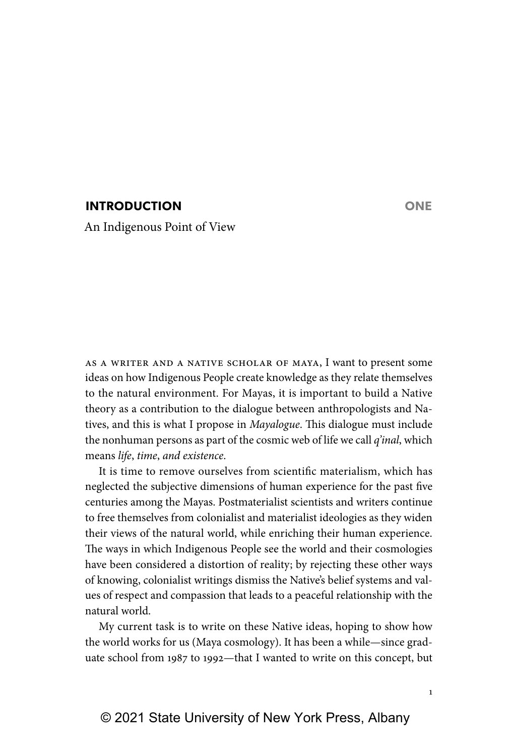# INTRODUCTION ONE

## An Indigenous Point of View

As a writer and a native scholar of Maya, I want to present some ideas on how Indigenous People create knowledge as they relate themselves to the natural environment. For Mayas, it is important to build a Native theory as a contribution to the dialogue between anthropologists and Natives, and this is what I propose in *Mayalogue*. This dialogue must include the nonhuman persons as part of the cosmic web of life we call *q'inal*, which means *life*, *time*, *and existence*.

It is time to remove ourselves from scientific materialism, which has neglected the subjective dimensions of human experience for the past five centuries among the Mayas. Postmaterialist scientists and writers continue to free themselves from colonialist and materialist ideologies as they widen their views of the natural world, while enriching their human experience. The ways in which Indigenous People see the world and their cosmologies have been considered a distortion of reality; by rejecting these other ways of knowing, colonialist writings dismiss the Native's belief systems and values of respect and compassion that leads to a peaceful relationship with the natural world.

My current task is to write on these Native ideas, hoping to show how the world works for us (Maya cosmology). It has been a while—since graduate school from 1987 to 1992—that I wanted to write on this concept, but

© 2021 State University of New York Press, Albany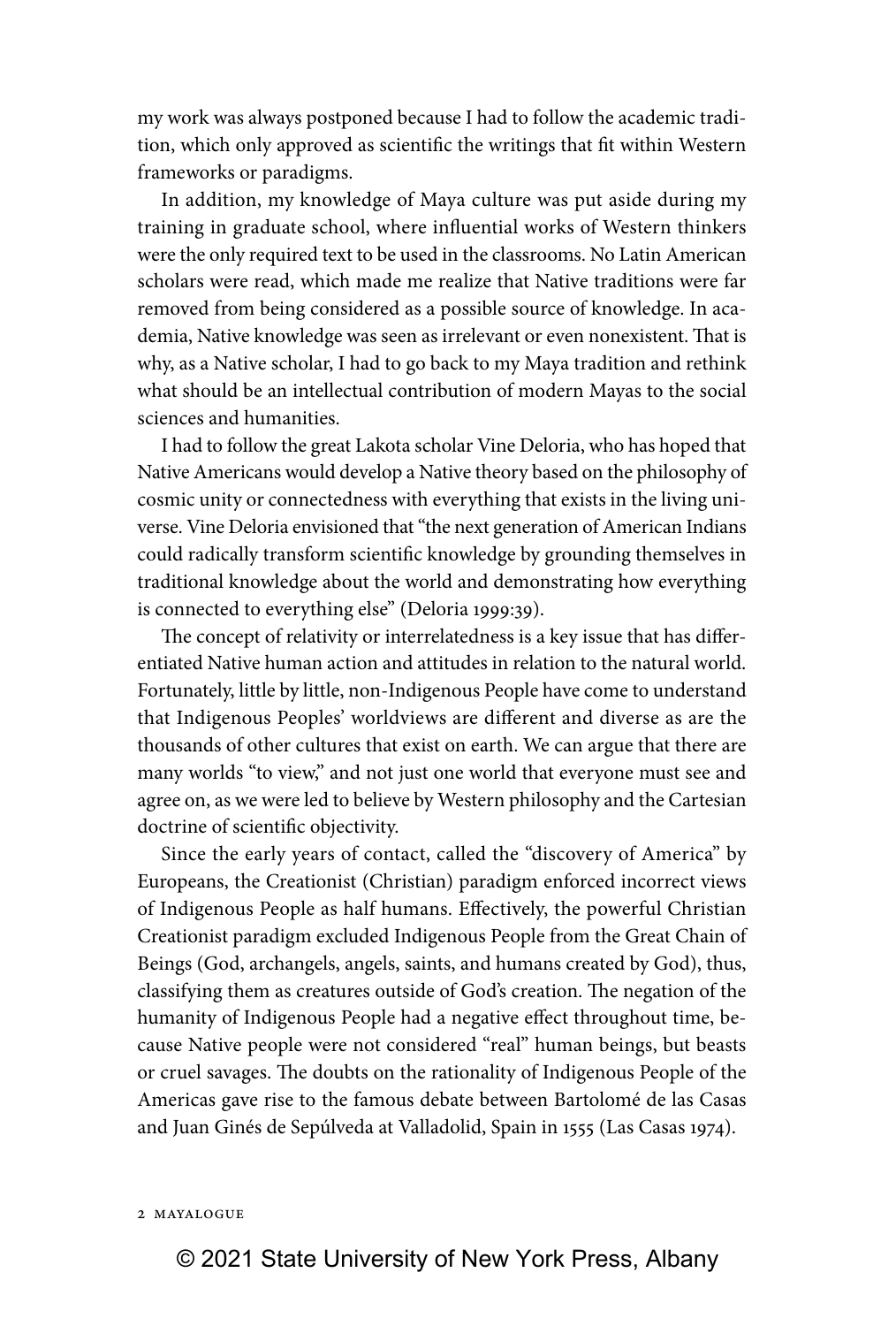my work was always postponed because I had to follow the academic tradition, which only approved as scientific the writings that fit within Western frameworks or paradigms.

In addition, my knowledge of Maya culture was put aside during my training in graduate school, where influential works of Western thinkers were the only required text to be used in the classrooms. No Latin American scholars were read, which made me realize that Native traditions were far removed from being considered as a possible source of knowledge. In academia, Native knowledge was seen as irrelevant or even nonexistent. That is why, as a Native scholar, I had to go back to my Maya tradition and rethink what should be an intellectual contribution of modern Mayas to the social sciences and humanities.

I had to follow the great Lakota scholar Vine Deloria, who has hoped that Native Americans would develop a Native theory based on the philosophy of cosmic unity or connectedness with everything that exists in the living universe. Vine Deloria envisioned that "the next generation of American Indians could radically transform scientific knowledge by grounding themselves in traditional knowledge about the world and demonstrating how everything is connected to everything else" (Deloria 1999:39).

The concept of relativity or interrelatedness is a key issue that has differentiated Native human action and attitudes in relation to the natural world. Fortunately, little by little, non-Indigenous People have come to understand that Indigenous Peoples' worldviews are different and diverse as are the thousands of other cultures that exist on earth. We can argue that there are many worlds "to view," and not just one world that everyone must see and agree on, as we were led to believe by Western philosophy and the Cartesian doctrine of scientific objectivity.

Since the early years of contact, called the "discovery of America" by Europeans, the Creationist (Christian) paradigm enforced incorrect views of Indigenous People as half humans. Effectively, the powerful Christian Creationist paradigm excluded Indigenous People from the Great Chain of Beings (God, archangels, angels, saints, and humans created by God), thus, classifying them as creatures outside of God's creation. The negation of the humanity of Indigenous People had a negative effect throughout time, because Native people were not considered "real" human beings, but beasts or cruel savages. The doubts on the rationality of Indigenous People of the Americas gave rise to the famous debate between Bartolomé de las Casas and Juan Ginés de Sepúlveda at Valladolid, Spain in 1555 (Las Casas 1974).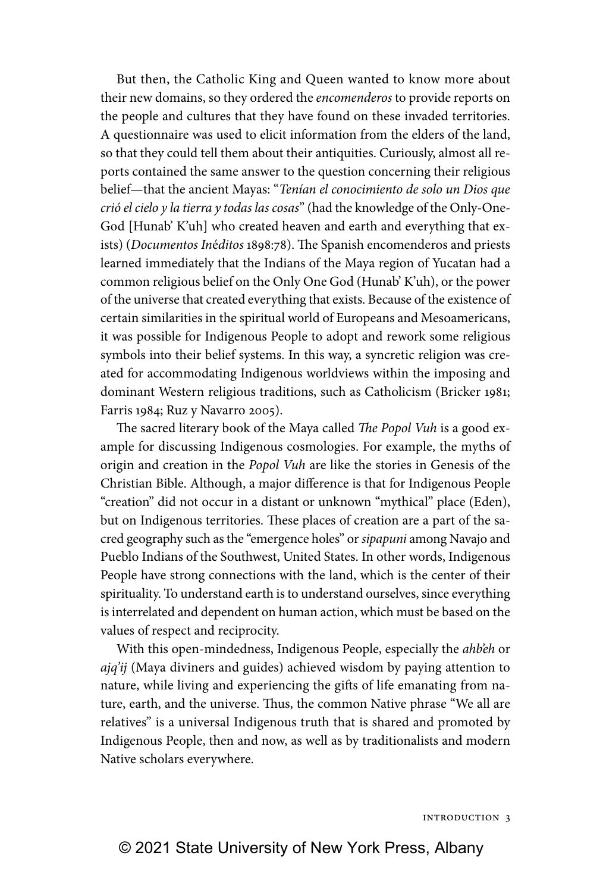But then, the Catholic King and Queen wanted to know more about their new domains, so they ordered the *encomenderos* to provide reports on the people and cultures that they have found on these invaded territories. A questionnaire was used to elicit information from the elders of the land, so that they could tell them about their antiquities. Curiously, almost all reports contained the same answer to the question concerning their religious belief—that the ancient Mayas: "*Tenían el conocimiento de solo un Dios que crió el cielo y la tierra y todas las cosas*" (had the knowledge of the Only-One-God [Hunab' K'uh] who created heaven and earth and everything that exists) (*Documentos Inéditos* 1898:78). The Spanish encomenderos and priests learned immediately that the Indians of the Maya region of Yucatan had a common religious belief on the Only One God (Hunab' K'uh), or the power of the universe that created everything that exists. Because of the existence of certain similarities in the spiritual world of Europeans and Mesoamericans, it was possible for Indigenous People to adopt and rework some religious symbols into their belief systems. In this way, a syncretic religion was created for accommodating Indigenous worldviews within the imposing and dominant Western religious traditions, such as Catholicism (Bricker 1981; Farris 1984; Ruz y Navarro 2005).

The sacred literary book of the Maya called *The Popol Vuh* is a good example for discussing Indigenous cosmologies. For example, the myths of origin and creation in the *Popol Vuh* are like the stories in Genesis of the Christian Bible. Although, a major difference is that for Indigenous People "creation" did not occur in a distant or unknown "mythical" place (Eden), but on Indigenous territories. These places of creation are a part of the sacred geography such as the "emergence holes" or *sipapuni* among Navajo and Pueblo Indians of the Southwest, United States. In other words, Indigenous People have strong connections with the land, which is the center of their spirituality. To understand earth is to understand ourselves, since everything is interrelated and dependent on human action, which must be based on the values of respect and reciprocity.

With this open-mindedness, Indigenous People, especially the *ahb'eh* or *ajq'ij* (Maya diviners and guides) achieved wisdom by paying attention to nature, while living and experiencing the gifts of life emanating from nature, earth, and the universe. Thus, the common Native phrase "We all are relatives" is a universal Indigenous truth that is shared and promoted by Indigenous People, then and now, as well as by traditionalists and modern Native scholars everywhere.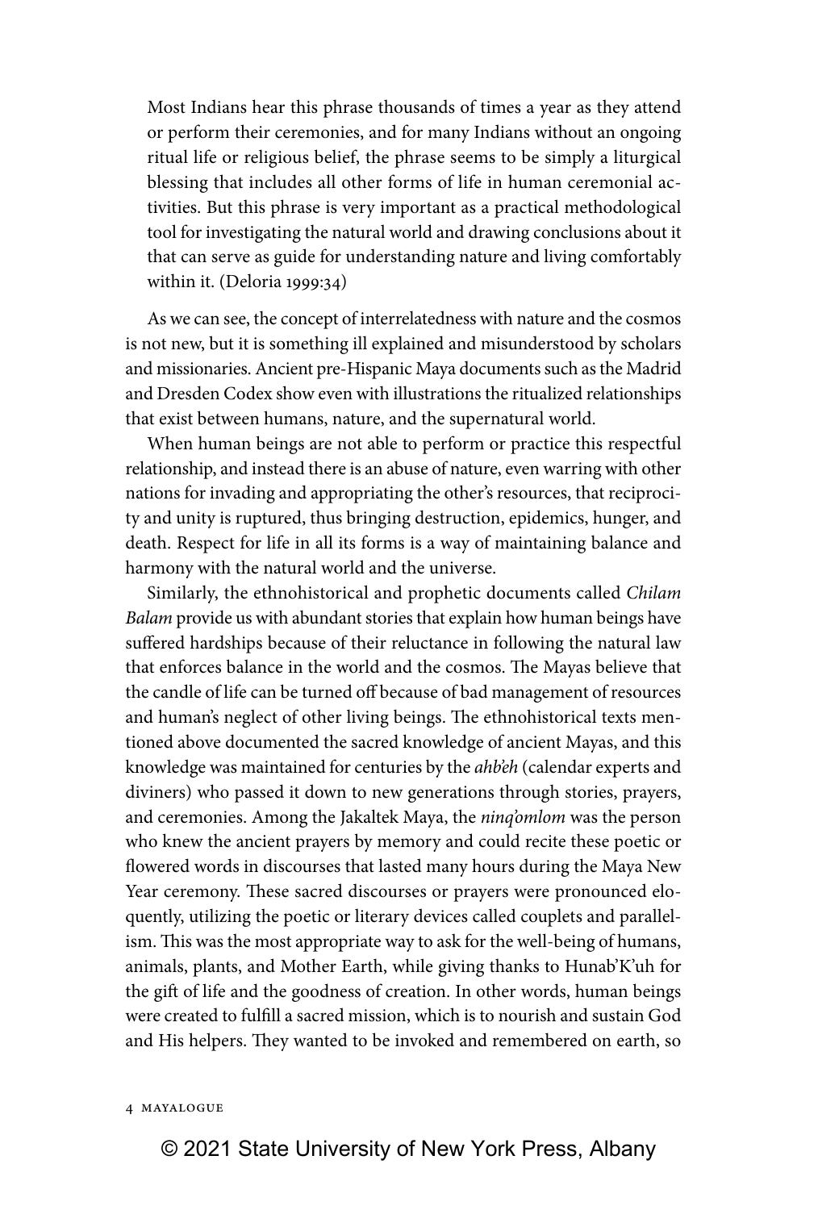> Most Indians hear this phrase thousands of times a year as they attend or perform their ceremonies, and for many Indians without an ongoing ritual life or religious belief, the phrase seems to be simply a liturgical blessing that includes all other forms of life in human ceremonial activities. But this phrase is very important as a practical methodological tool for investigating the natural world and drawing conclusions about it that can serve as guide for understanding nature and living comfortably within it. (Deloria 1999:34)

As we can see, the concept of interrelatedness with nature and the cosmos is not new, but it is something ill explained and misunderstood by scholars and missionaries. Ancient pre-Hispanic Maya documents such as the Madrid and Dresden Codex show even with illustrations the ritualized relationships that exist between humans, nature, and the supernatural world.

When human beings are not able to perform or practice this respectful relationship, and instead there is an abuse of nature, even warring with other nations for invading and appropriating the other's resources, that reciprocity and unity is ruptured, thus bringing destruction, epidemics, hunger, and death. Respect for life in all its forms is a way of maintaining balance and harmony with the natural world and the universe.

Similarly, the ethnohistorical and prophetic documents called *Chilam Balam* provide us with abundant stories that explain how human beings have suffered hardships because of their reluctance in following the natural law that enforces balance in the world and the cosmos. The Mayas believe that the candle of life can be turned off because of bad management of resources and human's neglect of other living beings. The ethnohistorical texts mentioned above documented the sacred knowledge of ancient Mayas, and this knowledge was maintained for centuries by the *ahb'eh* (calendar experts and diviners) who passed it down to new generations through stories, prayers, and ceremonies. Among the Jakaltek Maya, the *ninq'omlom* was the person who knew the ancient prayers by memory and could recite these poetic or flowered words in discourses that lasted many hours during the Maya New Year ceremony. These sacred discourses or prayers were pronounced eloquently, utilizing the poetic or literary devices called couplets and parallelism. This was the most appropriate way to ask for the well-being of humans, animals, plants, and Mother Earth, while giving thanks to Hunab'K'uh for the gift of life and the goodness of creation. In other words, human beings were created to fulfill a sacred mission, which is to nourish and sustain God and His helpers. They wanted to be invoked and remembered on earth, so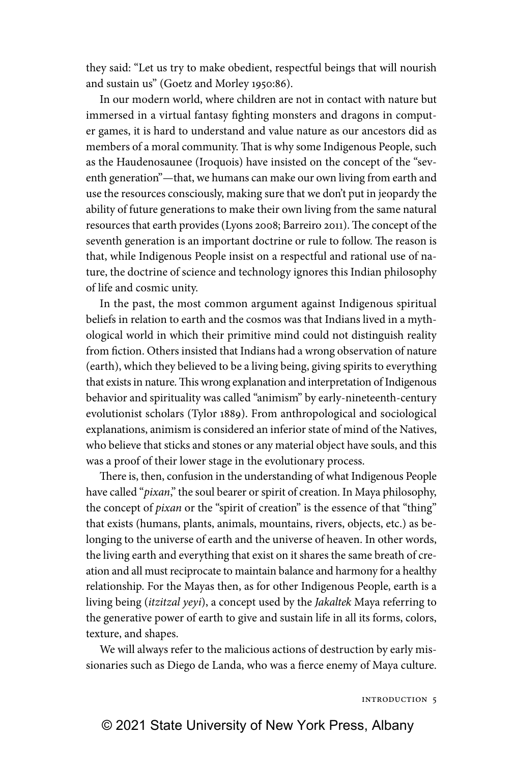they said: "Let us try to make obedient, respectful beings that will nourish and sustain us" (Goetz and Morley 1950:86).

In our modern world, where children are not in contact with nature but immersed in a virtual fantasy fighting monsters and dragons in computer games, it is hard to understand and value nature as our ancestors did as members of a moral community. That is why some Indigenous People, such as the Haudenosaunee (Iroquois) have insisted on the concept of the "seventh generation"—that, we humans can make our own living from earth and use the resources consciously, making sure that we don't put in jeopardy the ability of future generations to make their own living from the same natural resources that earth provides (Lyons 2008; Barreiro 2011). The concept of the seventh generation is an important doctrine or rule to follow. The reason is that, while Indigenous People insist on a respectful and rational use of nature, the doctrine of science and technology ignores this Indian philosophy of life and cosmic unity.

In the past, the most common argument against Indigenous spiritual beliefs in relation to earth and the cosmos was that Indians lived in a mythological world in which their primitive mind could not distinguish reality from fiction. Others insisted that Indians had a wrong observation of nature (earth), which they believed to be a living being, giving spirits to everything that exists in nature. This wrong explanation and interpretation of Indigenous behavior and spirituality was called "animism" by early-nineteenth-century evolutionist scholars (Tylor 1889). From anthropological and sociological explanations, animism is considered an inferior state of mind of the Natives, who believe that sticks and stones or any material object have souls, and this was a proof of their lower stage in the evolutionary process.

There is, then, confusion in the understanding of what Indigenous People have called "*pixan*," the soul bearer or spirit of creation. In Maya philosophy, the concept of *pixan* or the "spirit of creation" is the essence of that "thing" that exists (humans, plants, animals, mountains, rivers, objects, etc.) as belonging to the universe of earth and the universe of heaven. In other words, the living earth and everything that exist on it shares the same breath of creation and all must reciprocate to maintain balance and harmony for a healthy relationship. For the Mayas then, as for other Indigenous People, earth is a living being (*itzitzal yeyi*), a concept used by the *Jakaltek* Maya referring to the generative power of earth to give and sustain life in all its forms, colors, texture, and shapes.

We will always refer to the malicious actions of destruction by early missionaries such as Diego de Landa, who was a fierce enemy of Maya culture.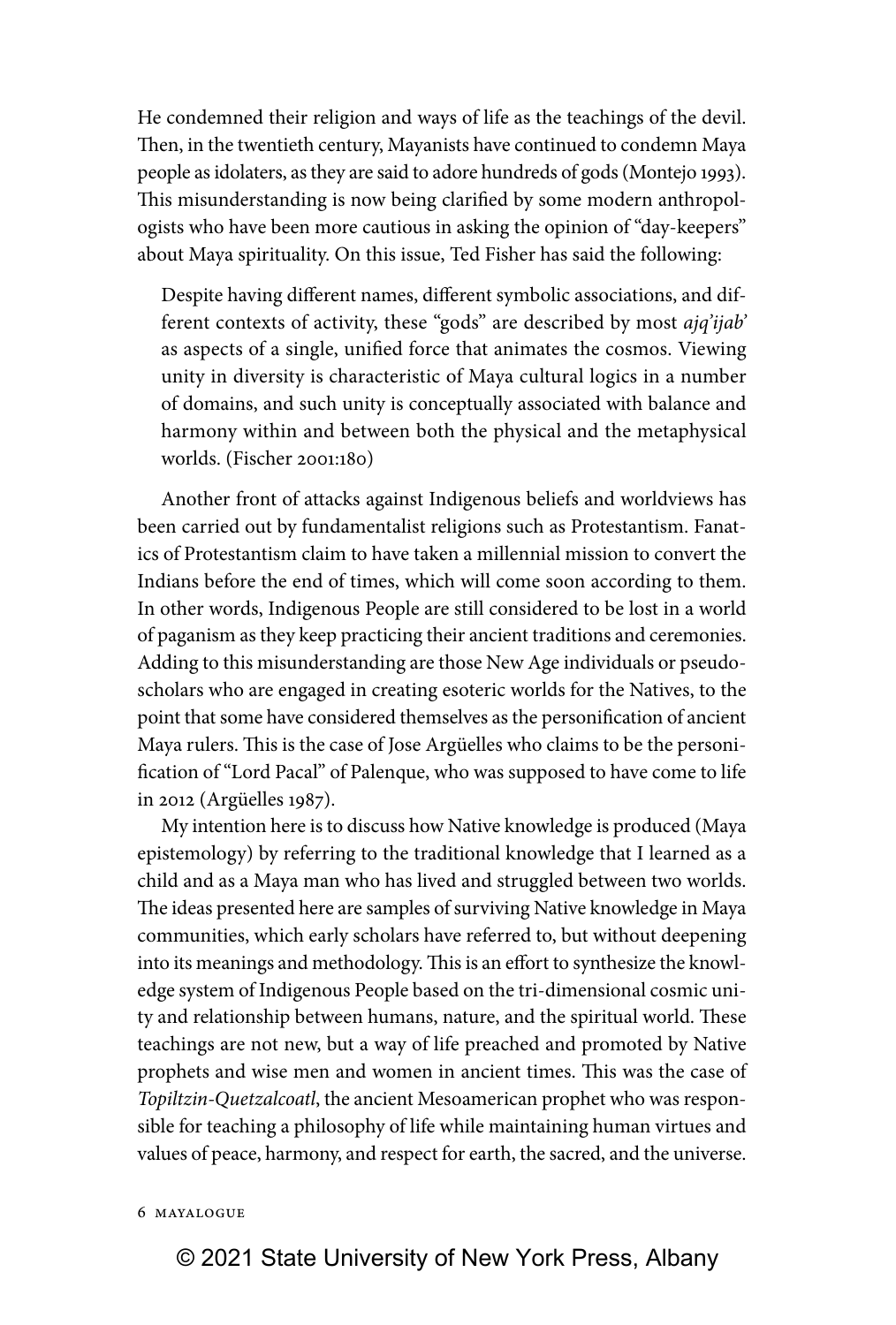He condemned their religion and ways of life as the teachings of the devil. Then, in the twentieth century, Mayanists have continued to condemn Maya people as idolaters, as they are said to adore hundreds of gods (Montejo 1993). This misunderstanding is now being clarified by some modern anthropologists who have been more cautious in asking the opinion of "day-keepers" about Maya spirituality. On this issue, Ted Fisher has said the following:

> Despite having different names, different symbolic associations, and different contexts of activity, these "gods" are described by most *ajq'ijab'* as aspects of a single, unified force that animates the cosmos. Viewing unity in diversity is characteristic of Maya cultural logics in a number of domains, and such unity is conceptually associated with balance and harmony within and between both the physical and the metaphysical worlds. (Fischer 2001:180)

Another front of attacks against Indigenous beliefs and worldviews has been carried out by fundamentalist religions such as Protestantism. Fanatics of Protestantism claim to have taken a millennial mission to convert the Indians before the end of times, which will come soon according to them. In other words, Indigenous People are still considered to be lost in a world of paganism as they keep practicing their ancient traditions and ceremonies. Adding to this misunderstanding are those New Age individuals or pseudo-scholars who are engaged in creating esoteric worlds for the Natives, to the point that some have considered themselves as the personification of ancient Maya rulers. This is the case of Jose Argüelles who claims to be the personification of "Lord Pacal" of Palenque, who was supposed to have come to life in 2012 (Argüelles 1987).

My intention here is to discuss how Native knowledge is produced (Maya epistemology) by referring to the traditional knowledge that I learned as a child and as a Maya man who has lived and struggled between two worlds. The ideas presented here are samples of surviving Native knowledge in Maya communities, which early scholars have referred to, but without deepening into its meanings and methodology. This is an effort to synthesize the knowledge system of Indigenous People based on the tri-dimensional cosmic unity and relationship between humans, nature, and the spiritual world. These teachings are not new, but a way of life preached and promoted by Native prophets and wise men and women in ancient times. This was the case of *Topiltzin-Quetzalcoatl*, the ancient Mesoamerican prophet who was responsible for teaching a philosophy of life while maintaining human virtues and values of peace, harmony, and respect for earth, the sacred, and the universe.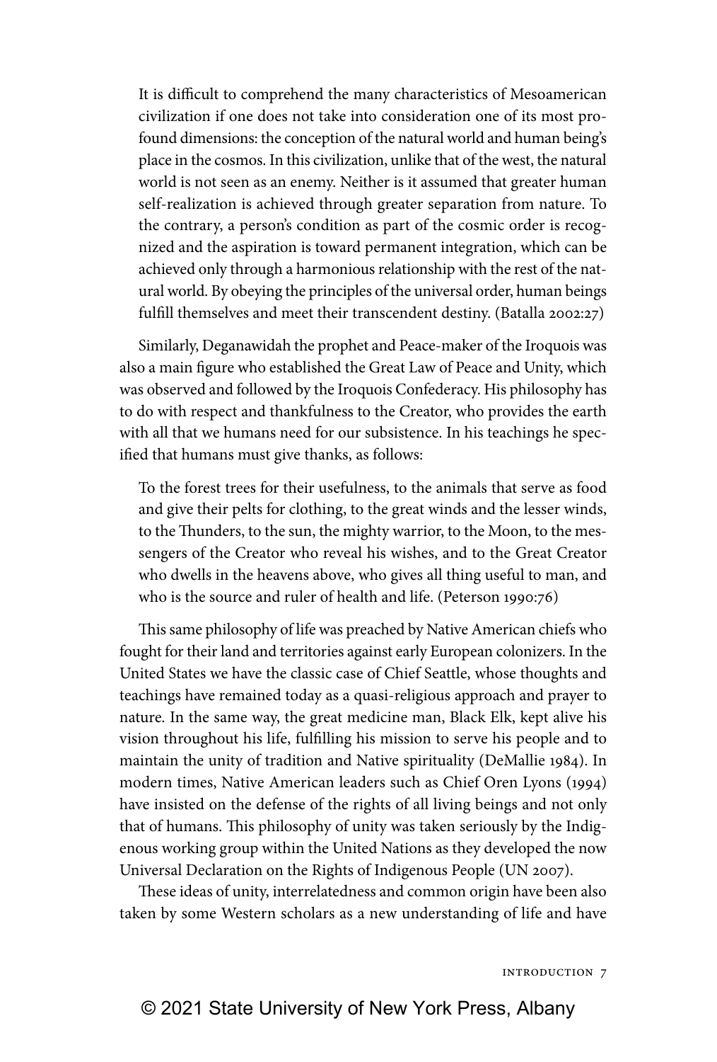> It is difficult to comprehend the many characteristics of Mesoamerican civilization if one does not take into consideration one of its most profound dimensions: the conception of the natural world and human being's place in the cosmos. In this civilization, unlike that of the west, the natural world is not seen as an enemy. Neither is it assumed that greater human self-realization is achieved through greater separation from nature. To the contrary, a person's condition as part of the cosmic order is recognized and the aspiration is toward permanent integration, which can be achieved only through a harmonious relationship with the rest of the natural world. By obeying the principles of the universal order, human beings fulfill themselves and meet their transcendent destiny. (Batalla 2002:27)

Similarly, Deganawidah the prophet and Peace-maker of the Iroquois was also a main figure who established the Great Law of Peace and Unity, which was observed and followed by the Iroquois Confederacy. His philosophy has to do with respect and thankfulness to the Creator, who provides the earth with all that we humans need for our subsistence. In his teachings he specified that humans must give thanks, as follows:

> To the forest trees for their usefulness, to the animals that serve as food and give their pelts for clothing, to the great winds and the lesser winds, to the Thunders, to the sun, the mighty warrior, to the Moon, to the messengers of the Creator who reveal his wishes, and to the Great Creator who dwells in the heavens above, who gives all thing useful to man, and who is the source and ruler of health and life. (Peterson 1990:76)

This same philosophy of life was preached by Native American chiefs who fought for their land and territories against early European colonizers. In the United States we have the classic case of Chief Seattle, whose thoughts and teachings have remained today as a quasi-religious approach and prayer to nature. In the same way, the great medicine man, Black Elk, kept alive his vision throughout his life, fulfilling his mission to serve his people and to maintain the unity of tradition and Native spirituality (DeMallie 1984). In modern times, Native American leaders such as Chief Oren Lyons (1994) have insisted on the defense of the rights of all living beings and not only that of humans. This philosophy of unity was taken seriously by the Indigenous working group within the United Nations as they developed the now Universal Declaration on the Rights of Indigenous People (UN 2007).

These ideas of unity, interrelatedness and common origin have been also taken by some Western scholars as a new understanding of life and have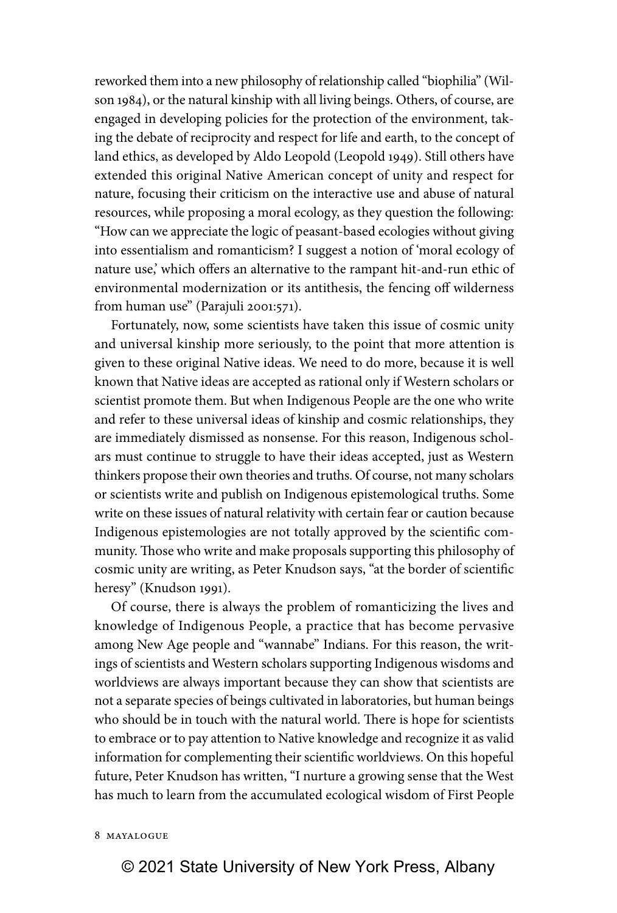reworked them into a new philosophy of relationship called "biophilia" (Wilson 1984), or the natural kinship with all living beings. Others, of course, are engaged in developing policies for the protection of the environment, taking the debate of reciprocity and respect for life and earth, to the concept of land ethics, as developed by Aldo Leopold (Leopold 1949). Still others have extended this original Native American concept of unity and respect for nature, focusing their criticism on the interactive use and abuse of natural resources, while proposing a moral ecology, as they question the following: "How can we appreciate the logic of peasant-based ecologies without giving into essentialism and romanticism? I suggest a notion of 'moral ecology of nature use,' which offers an alternative to the rampant hit-and-run ethic of environmental modernization or its antithesis, the fencing off wilderness from human use" (Parajuli 2001:571).

Fortunately, now, some scientists have taken this issue of cosmic unity and universal kinship more seriously, to the point that more attention is given to these original Native ideas. We need to do more, because it is well known that Native ideas are accepted as rational only if Western scholars or scientist promote them. But when Indigenous People are the one who write and refer to these universal ideas of kinship and cosmic relationships, they are immediately dismissed as nonsense. For this reason, Indigenous scholars must continue to struggle to have their ideas accepted, just as Western thinkers propose their own theories and truths. Of course, not many scholars or scientists write and publish on Indigenous epistemological truths. Some write on these issues of natural relativity with certain fear or caution because Indigenous epistemologies are not totally approved by the scientific community. Those who write and make proposals supporting this philosophy of cosmic unity are writing, as Peter Knudson says, "at the border of scientific heresy" (Knudson 1991).

Of course, there is always the problem of romanticizing the lives and knowledge of Indigenous People, a practice that has become pervasive among New Age people and "wannabe" Indians. For this reason, the writings of scientists and Western scholars supporting Indigenous wisdoms and worldviews are always important because they can show that scientists are not a separate species of beings cultivated in laboratories, but human beings who should be in touch with the natural world. There is hope for scientists to embrace or to pay attention to Native knowledge and recognize it as valid information for complementing their scientific worldviews. On this hopeful future, Peter Knudson has written, "I nurture a growing sense that the West has much to learn from the accumulated ecological wisdom of First People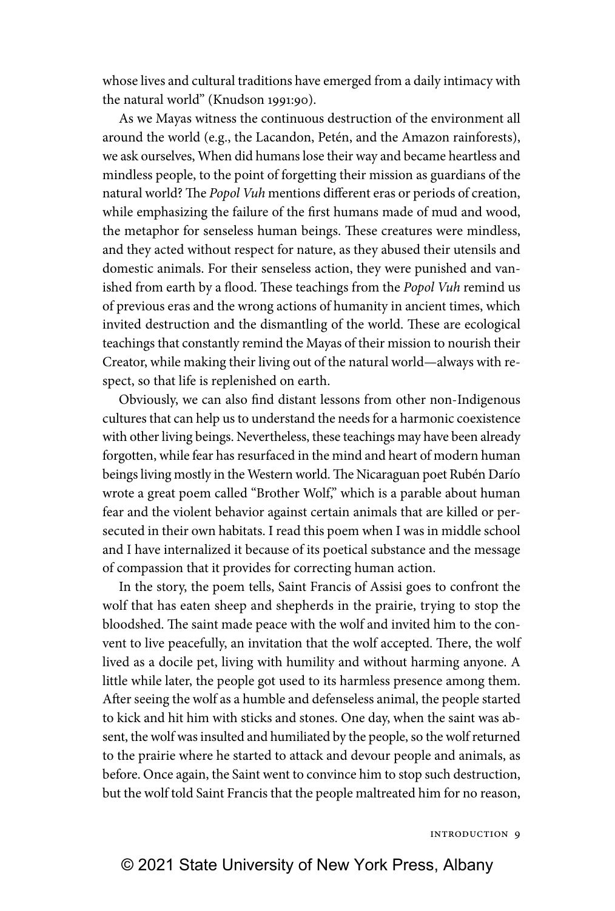whose lives and cultural traditions have emerged from a daily intimacy with the natural world" (Knudson 1991:90).

As we Mayas witness the continuous destruction of the environment all around the world (e.g., the Lacandon, Petén, and the Amazon rainforests), we ask ourselves, When did humans lose their way and became heartless and mindless people, to the point of forgetting their mission as guardians of the natural world? The *Popol Vuh* mentions different eras or periods of creation, while emphasizing the failure of the first humans made of mud and wood, the metaphor for senseless human beings. These creatures were mindless, and they acted without respect for nature, as they abused their utensils and domestic animals. For their senseless action, they were punished and vanished from earth by a flood. These teachings from the *Popol Vuh* remind us of previous eras and the wrong actions of humanity in ancient times, which invited destruction and the dismantling of the world. These are ecological teachings that constantly remind the Mayas of their mission to nourish their Creator, while making their living out of the natural world—always with respect, so that life is replenished on earth.

Obviously, we can also find distant lessons from other non-Indigenous cultures that can help us to understand the needs for a harmonic coexistence with other living beings. Nevertheless, these teachings may have been already forgotten, while fear has resurfaced in the mind and heart of modern human beings living mostly in the Western world. The Nicaraguan poet Rubén Darío wrote a great poem called "Brother Wolf," which is a parable about human fear and the violent behavior against certain animals that are killed or persecuted in their own habitats. I read this poem when I was in middle school and I have internalized it because of its poetical substance and the message of compassion that it provides for correcting human action.

In the story, the poem tells, Saint Francis of Assisi goes to confront the wolf that has eaten sheep and shepherds in the prairie, trying to stop the bloodshed. The saint made peace with the wolf and invited him to the convent to live peacefully, an invitation that the wolf accepted. There, the wolf lived as a docile pet, living with humility and without harming anyone. A little while later, the people got used to its harmless presence among them. After seeing the wolf as a humble and defenseless animal, the people started to kick and hit him with sticks and stones. One day, when the saint was absent, the wolf was insulted and humiliated by the people, so the wolf returned to the prairie where he started to attack and devour people and animals, as before. Once again, the Saint went to convince him to stop such destruction, but the wolf told Saint Francis that the people maltreated him for no reason,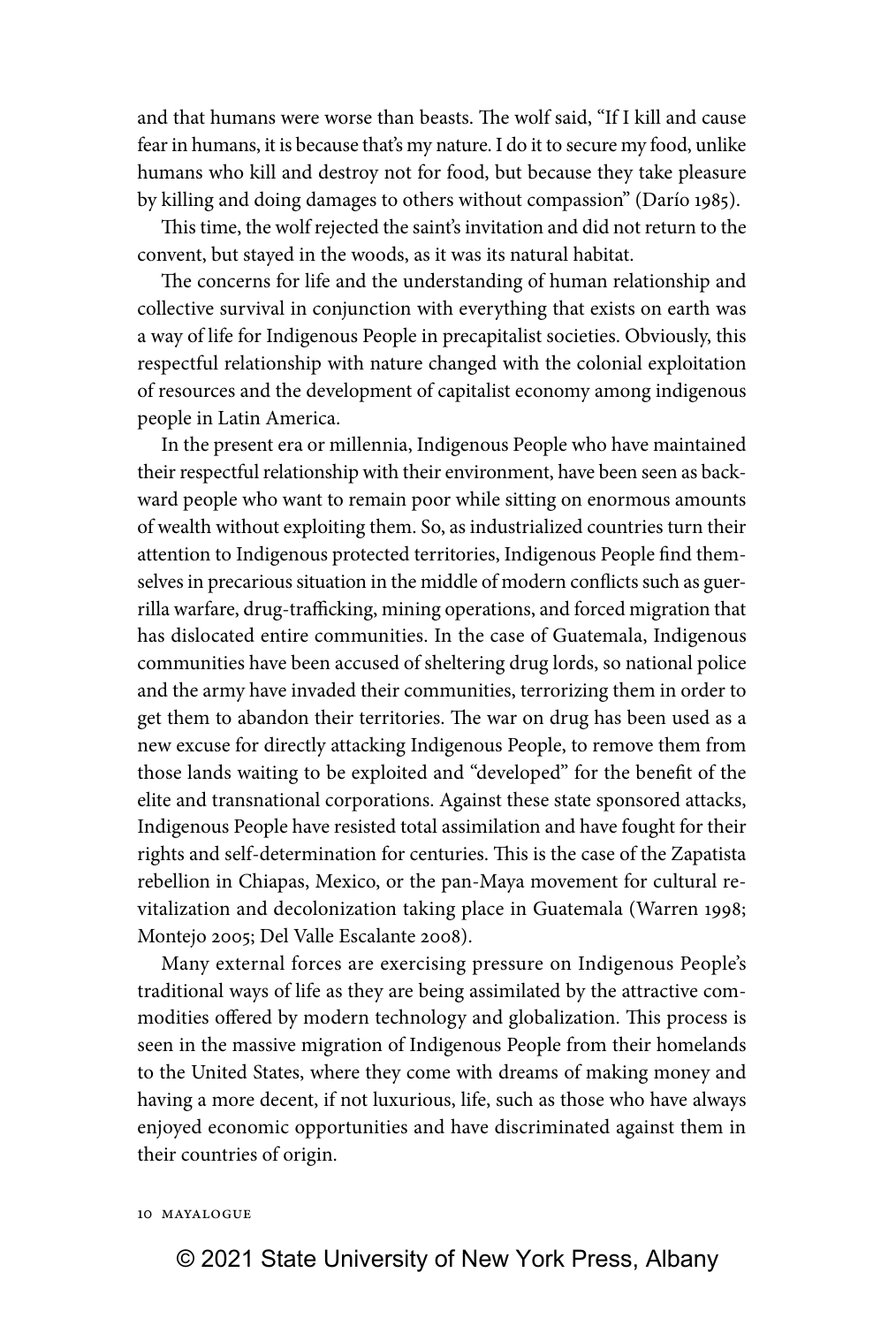and that humans were worse than beasts. The wolf said, "If I kill and cause fear in humans, it is because that's my nature. I do it to secure my food, unlike humans who kill and destroy not for food, but because they take pleasure by killing and doing damages to others without compassion" (Darío 1985).

This time, the wolf rejected the saint's invitation and did not return to the convent, but stayed in the woods, as it was its natural habitat.

The concerns for life and the understanding of human relationship and collective survival in conjunction with everything that exists on earth was a way of life for Indigenous People in precapitalist societies. Obviously, this respectful relationship with nature changed with the colonial exploitation of resources and the development of capitalist economy among indigenous people in Latin America.

In the present era or millennia, Indigenous People who have maintained their respectful relationship with their environment, have been seen as backward people who want to remain poor while sitting on enormous amounts of wealth without exploiting them. So, as industrialized countries turn their attention to Indigenous protected territories, Indigenous People find themselves in precarious situation in the middle of modern conflicts such as guerrilla warfare, drug-trafficking, mining operations, and forced migration that has dislocated entire communities. In the case of Guatemala, Indigenous communities have been accused of sheltering drug lords, so national police and the army have invaded their communities, terrorizing them in order to get them to abandon their territories. The war on drug has been used as a new excuse for directly attacking Indigenous People, to remove them from those lands waiting to be exploited and "developed" for the benefit of the elite and transnational corporations. Against these state sponsored attacks, Indigenous People have resisted total assimilation and have fought for their rights and self-determination for centuries. This is the case of the Zapatista rebellion in Chiapas, Mexico, or the pan-Maya movement for cultural revitalization and decolonization taking place in Guatemala (Warren 1998; Montejo 2005; Del Valle Escalante 2008).

Many external forces are exercising pressure on Indigenous People's traditional ways of life as they are being assimilated by the attractive commodities offered by modern technology and globalization. This process is seen in the massive migration of Indigenous People from their homelands to the United States, where they come with dreams of making money and having a more decent, if not luxurious, life, such as those who have always enjoyed economic opportunities and have discriminated against them in their countries of origin.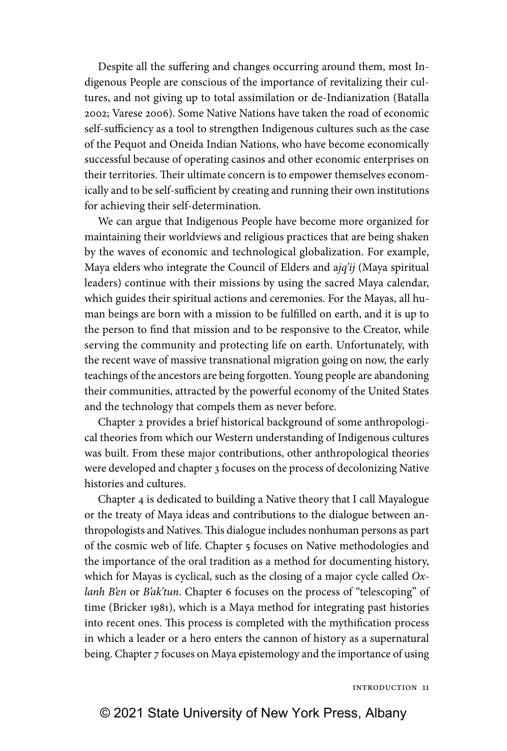Despite all the suffering and changes occurring around them, most Indigenous People are conscious of the importance of revitalizing their cultures, and not giving up to total assimilation or de-Indianization (Batalla 2002; Varese 2006). Some Native Nations have taken the road of economic self-sufficiency as a tool to strengthen Indigenous cultures such as the case of the Pequot and Oneida Indian Nations, who have become economically successful because of operating casinos and other economic enterprises on their territories. Their ultimate concern is to empower themselves economically and to be self-sufficient by creating and running their own institutions for achieving their self-determination.

We can argue that Indigenous People have become more organized for maintaining their worldviews and religious practices that are being shaken by the waves of economic and technological globalization. For example, Maya elders who integrate the Council of Elders and a*jq'ij* (Maya spiritual leaders) continue with their missions by using the sacred Maya calendar, which guides their spiritual actions and ceremonies. For the Mayas, all human beings are born with a mission to be fulfilled on earth, and it is up to the person to find that mission and to be responsive to the Creator, while serving the community and protecting life on earth. Unfortunately, with the recent wave of massive transnational migration going on now, the early teachings of the ancestors are being forgotten. Young people are abandoning their communities, attracted by the powerful economy of the United States and the technology that compels them as never before.

Chapter 2 provides a brief historical background of some anthropological theories from which our Western understanding of Indigenous cultures was built. From these major contributions, other anthropological theories were developed and chapter 3 focuses on the process of decolonizing Native histories and cultures.

Chapter 4 is dedicated to building a Native theory that I call Mayalogue or the treaty of Maya ideas and contributions to the dialogue between anthropologists and Natives. This dialogue includes nonhuman persons as part of the cosmic web of life. Chapter 5 focuses on Native methodologies and the importance of the oral tradition as a method for documenting history, which for Mayas is cyclical, such as the closing of a major cycle called *Oxlanh B'en* or *B'ak'tun*. Chapter 6 focuses on the process of "telescoping" of time (Bricker 1981), which is a Maya method for integrating past histories into recent ones. This process is completed with the mythification process in which a leader or a hero enters the cannon of history as a supernatural being. Chapter 7 focuses on Maya epistemology and the importance of using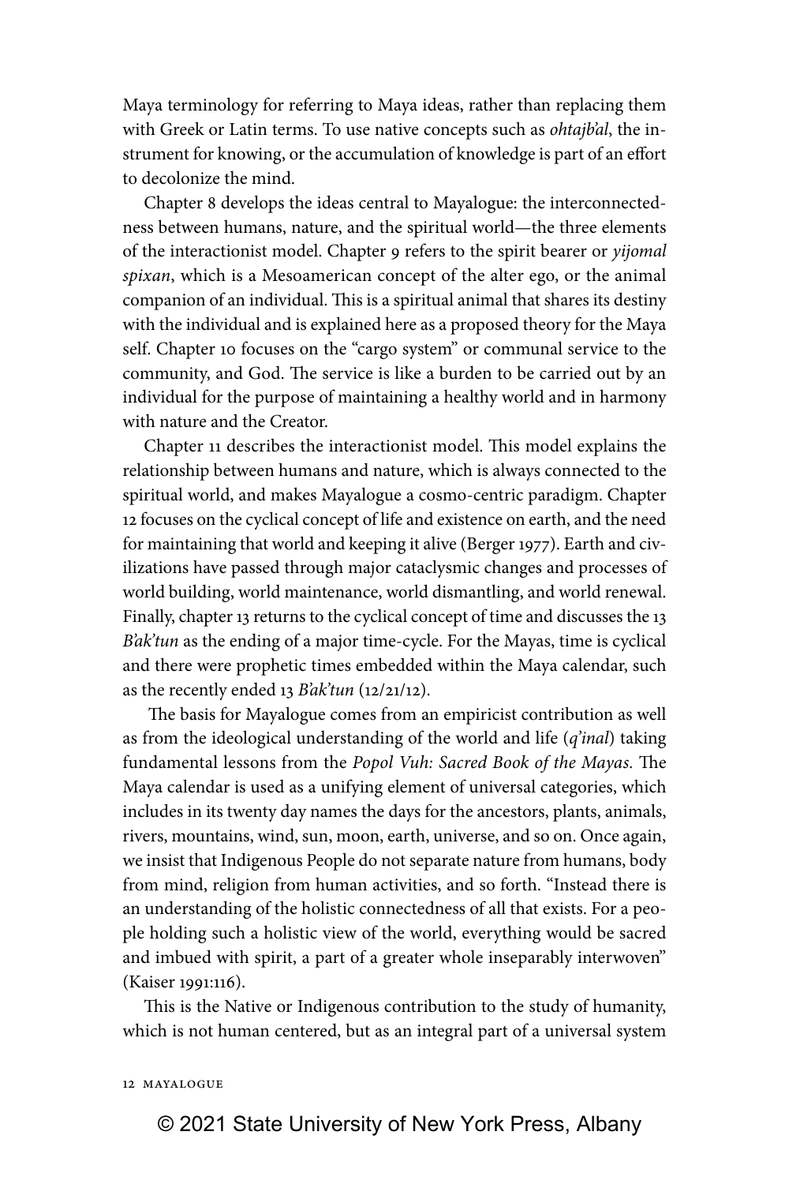Maya terminology for referring to Maya ideas, rather than replacing them with Greek or Latin terms. To use native concepts such as *ohtajb'al*, the instrument for knowing, or the accumulation of knowledge is part of an effort to decolonize the mind.

Chapter 8 develops the ideas central to Mayalogue: the interconnectedness between humans, nature, and the spiritual world—the three elements of the interactionist model. Chapter 9 refers to the spirit bearer or *yijomal spixan*, which is a Mesoamerican concept of the alter ego, or the animal companion of an individual. This is a spiritual animal that shares its destiny with the individual and is explained here as a proposed theory for the Maya self. Chapter 10 focuses on the "cargo system" or communal service to the community, and God. The service is like a burden to be carried out by an individual for the purpose of maintaining a healthy world and in harmony with nature and the Creator.

Chapter 11 describes the interactionist model. This model explains the relationship between humans and nature, which is always connected to the spiritual world, and makes Mayalogue a cosmo-centric paradigm. Chapter 12 focuses on the cyclical concept of life and existence on earth, and the need for maintaining that world and keeping it alive (Berger 1977). Earth and civilizations have passed through major cataclysmic changes and processes of world building, world maintenance, world dismantling, and world renewal. Finally, chapter 13 returns to the cyclical concept of time and discusses the 13 *B'ak'tun* as the ending of a major time-cycle. For the Mayas, time is cyclical and there were prophetic times embedded within the Maya calendar, such as the recently ended 13 *B'ak'tun* (12/21/12).

The basis for Mayalogue comes from an empiricist contribution as well as from the ideological understanding of the world and life (*q'inal*) taking fundamental lessons from the *Popol Vuh: Sacred Book of the Mayas*. The Maya calendar is used as a unifying element of universal categories, which includes in its twenty day names the days for the ancestors, plants, animals, rivers, mountains, wind, sun, moon, earth, universe, and so on. Once again, we insist that Indigenous People do not separate nature from humans, body from mind, religion from human activities, and so forth. "Instead there is an understanding of the holistic connectedness of all that exists. For a people holding such a holistic view of the world, everything would be sacred and imbued with spirit, a part of a greater whole inseparably interwoven" (Kaiser 1991:116).

This is the Native or Indigenous contribution to the study of humanity, which is not human centered, but as an integral part of a universal system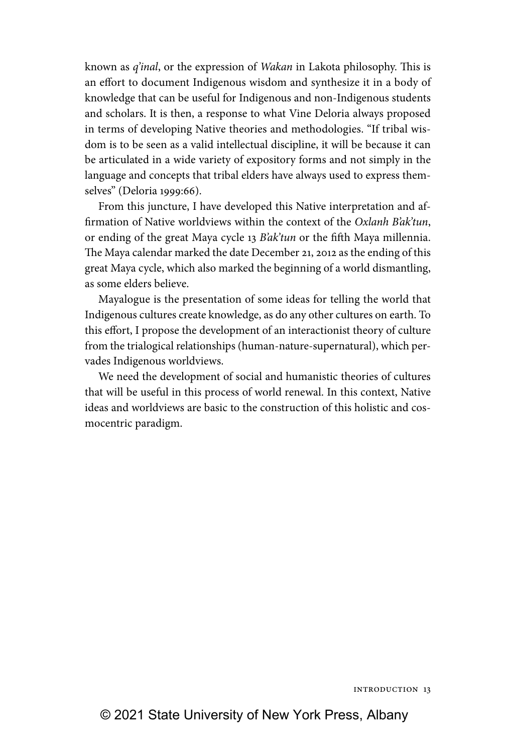known as *q'inal*, or the expression of *Wakan* in Lakota philosophy. This is an effort to document Indigenous wisdom and synthesize it in a body of knowledge that can be useful for Indigenous and non-Indigenous students and scholars. It is then, a response to what Vine Deloria always proposed in terms of developing Native theories and methodologies. "If tribal wisdom is to be seen as a valid intellectual discipline, it will be because it can be articulated in a wide variety of expository forms and not simply in the language and concepts that tribal elders have always used to express themselves" (Deloria 1999:66).

From this juncture, I have developed this Native interpretation and affirmation of Native worldviews within the context of the *Oxlanh B'ak'tun*, or ending of the great Maya cycle 13 *B'ak'tun* or the fifth Maya millennia. The Maya calendar marked the date December 21, 2012 as the ending of this great Maya cycle, which also marked the beginning of a world dismantling, as some elders believe.

Mayalogue is the presentation of some ideas for telling the world that Indigenous cultures create knowledge, as do any other cultures on earth. To this effort, I propose the development of an interactionist theory of culture from the trialogical relationships (human-nature-supernatural), which pervades Indigenous worldviews.

We need the development of social and humanistic theories of cultures that will be useful in this process of world renewal. In this context, Native ideas and worldviews are basic to the construction of this holistic and cosmocentric paradigm.

© 2021 State University of New York Press, Albany